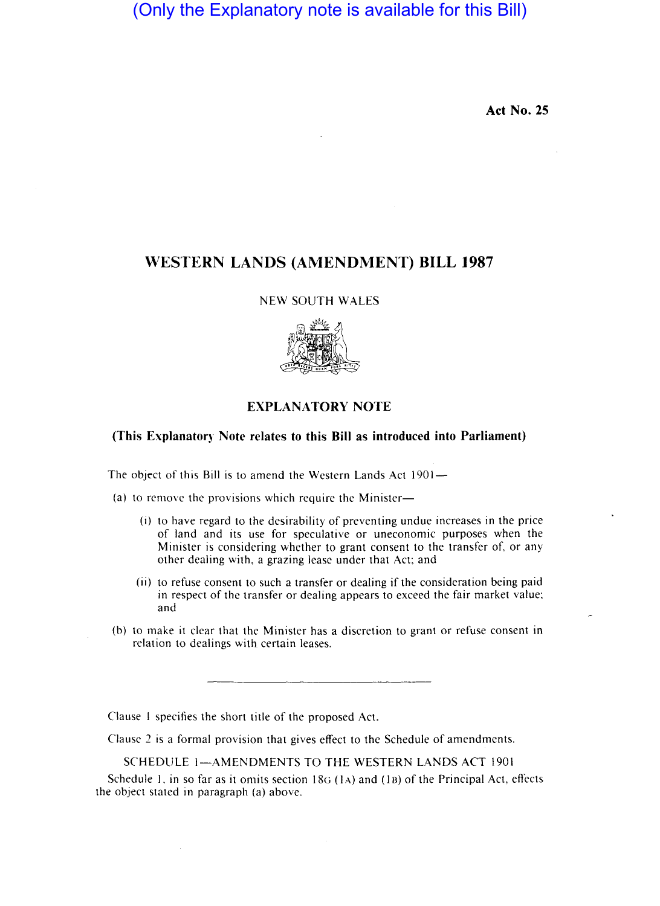(Only the Explanatory note is available for this Bill)

**Act No. 25**

# WESTERN LANDS (AMENDMENT) BILL 1987

NEW SOUTH WALES

## EXPLANATORY NOTE

**(This Explanatory Note relates to this Bill as introduced into Parliament)**

The object of this Bill is to amend the Western Lands Act 1901—

(a) to remove the provisions which require the Minister—

- (i) to have regard to the desirability of preventing undue increases in the price of land and its use for speculative or uneconomic purposes when the Minister is considering whether to grant consent to the transfer of, or any other dealing with, a grazing lease under that Act; and
- (ii) to refuse consent to such a transfer or dealing if the consideration being paid in respect of the transfer or dealing appears to exceed the fair market value; and

(b) to make it clear that the Minister has a discretion to grant or refuse consent in relation to dealings with certain leases.

---

Clause 1 specifies the short title of the proposed Act.

Clause 2 is a formal provision that gives effect to the Schedule of amendments.

SCHEDULE 1—AMENDMENTS TO THE WESTERN LANDS ACT 1901

Schedule 1, in so far as it omits section 18G (1A) and (1B) of the Principal Act, effects the object stated in paragraph (a) above.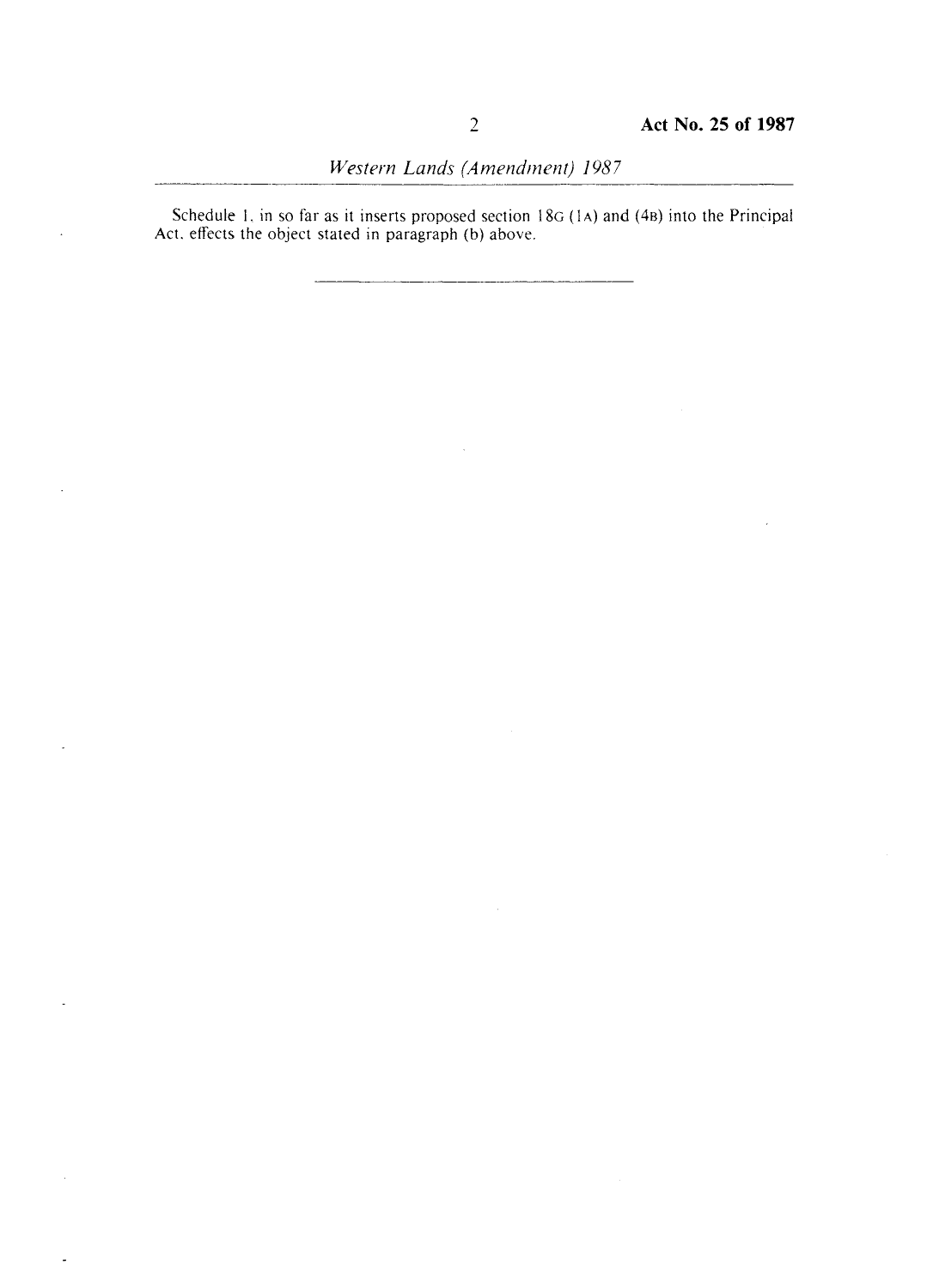Schedule 1, in so far as it inserts proposed section 18G (1A) and (4B) into the Principal Act, effects the object stated in paragraph (b) above.